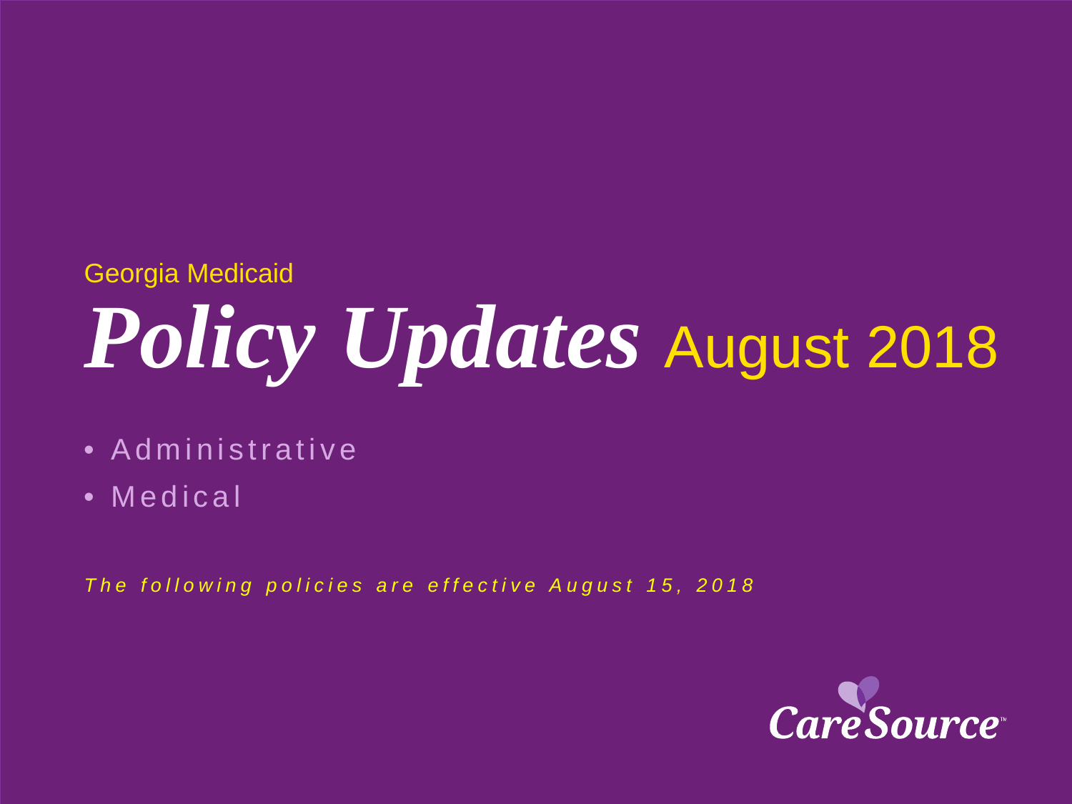Georgia Medicaid

# *Policy Updates* August 2018

- Administrative
- Medical

*The following policies are effective August 15, 2018*

CareSource™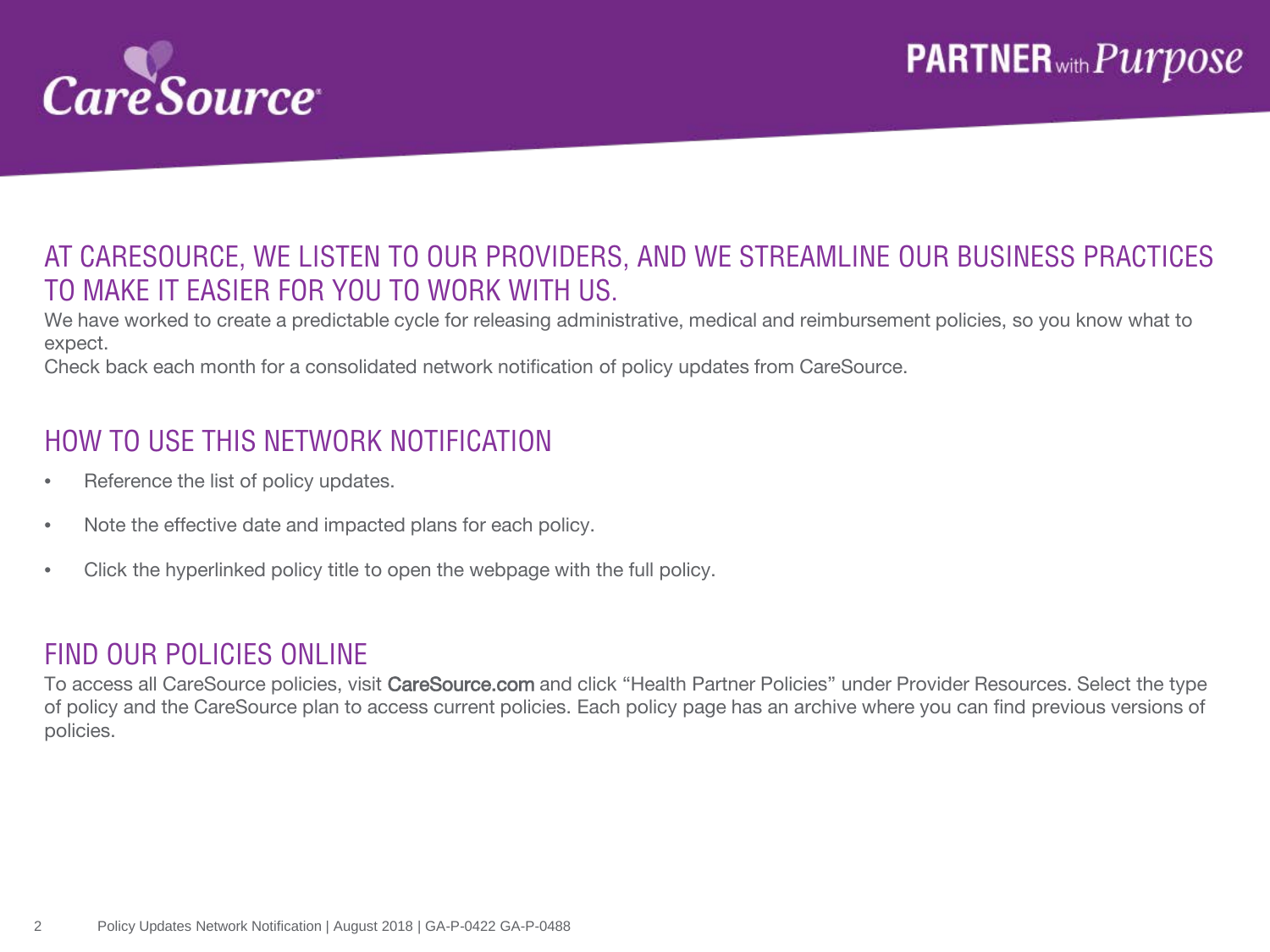## AT CARESOURCE, WE LISTEN TO OUR PROVIDERS, AND WE STREAMLINE OUR BUSINESS PRACTICES TO MAKE IT EASIER FOR YOU TO WORK WITH US.

We have worked to create a predictable cycle for releasing administrative, medical and reimbursement policies, so you know what to expect.

Check back each month for a consolidated network notification of policy updates from CareSource.

## HOW TO USE THIS NETWORK NOTIFICATION

- Reference the list of policy updates.
- Note the effective date and impacted plans for each policy.
- Click the hyperlinked policy title to open the webpage with the full policy.

## FIND OUR POLICIES ONLINE

To access all CareSource policies, visit CareSource.com and click "Health Partner Policies" under Provider Resources. Select the type of policy and the CareSource plan to access current policies. Each policy page has an archive where you can find previous versions of policies.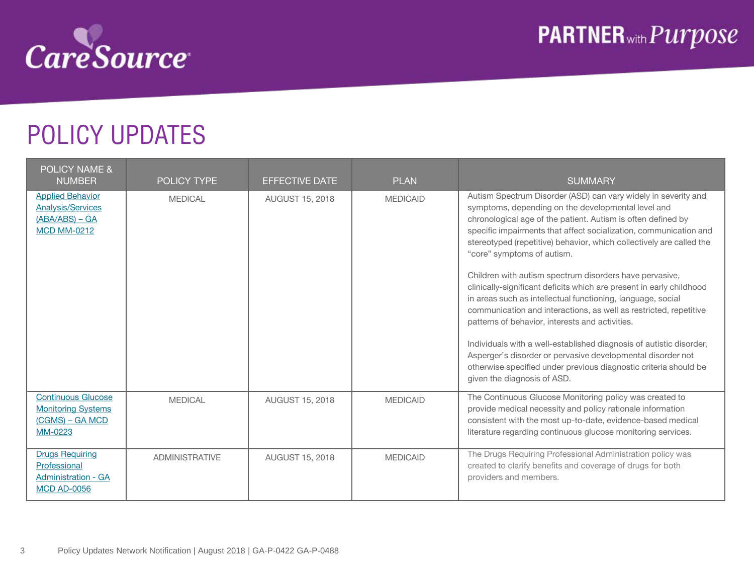# POLICY UPDATES

| POLICY NAME & NUMBER | POLICY TYPE | EFFECTIVE DATE | PLAN | SUMMARY |
|---|---|---|---|---|
| Applied Behavior Analysis/Services (ABA/ABS) – GA MCD MM-0212 | MEDICAL | AUGUST 15, 2018 | MEDICAID | Autism Spectrum Disorder (ASD) can vary widely in severity and symptoms, depending on the developmental level and chronological age of the patient. Autism is often defined by specific impairments that affect socialization, communication and stereotyped (repetitive) behavior, which collectively are called the "core" symptoms of autism.<br><br>Children with autism spectrum disorders have pervasive, clinically-significant deficits which are present in early childhood in areas such as intellectual functioning, language, social communication and interactions, as well as restricted, repetitive patterns of behavior, interests and activities.<br><br>Individuals with a well-established diagnosis of autistic disorder, Asperger's disorder or pervasive developmental disorder not otherwise specified under previous diagnostic criteria should be given the diagnosis of ASD. |
| Continuous Glucose Monitoring Systems (CGMS) – GA MCD MM-0223 | MEDICAL | AUGUST 15, 2018 | MEDICAID | The Continuous Glucose Monitoring policy was created to provide medical necessity and policy rationale information consistent with the most up-to-date, evidence-based medical literature regarding continuous glucose monitoring services. |
| Drugs Requiring Professional Administration - GA MCD AD-0056 | ADMINISTRATIVE | AUGUST 15, 2018 | MEDICAID | The Drugs Requiring Professional Administration policy was created to clarify benefits and coverage of drugs for both providers and members. |

Policy Updates Network Notification | August 2018 | GA-P-0422 GA-P-0488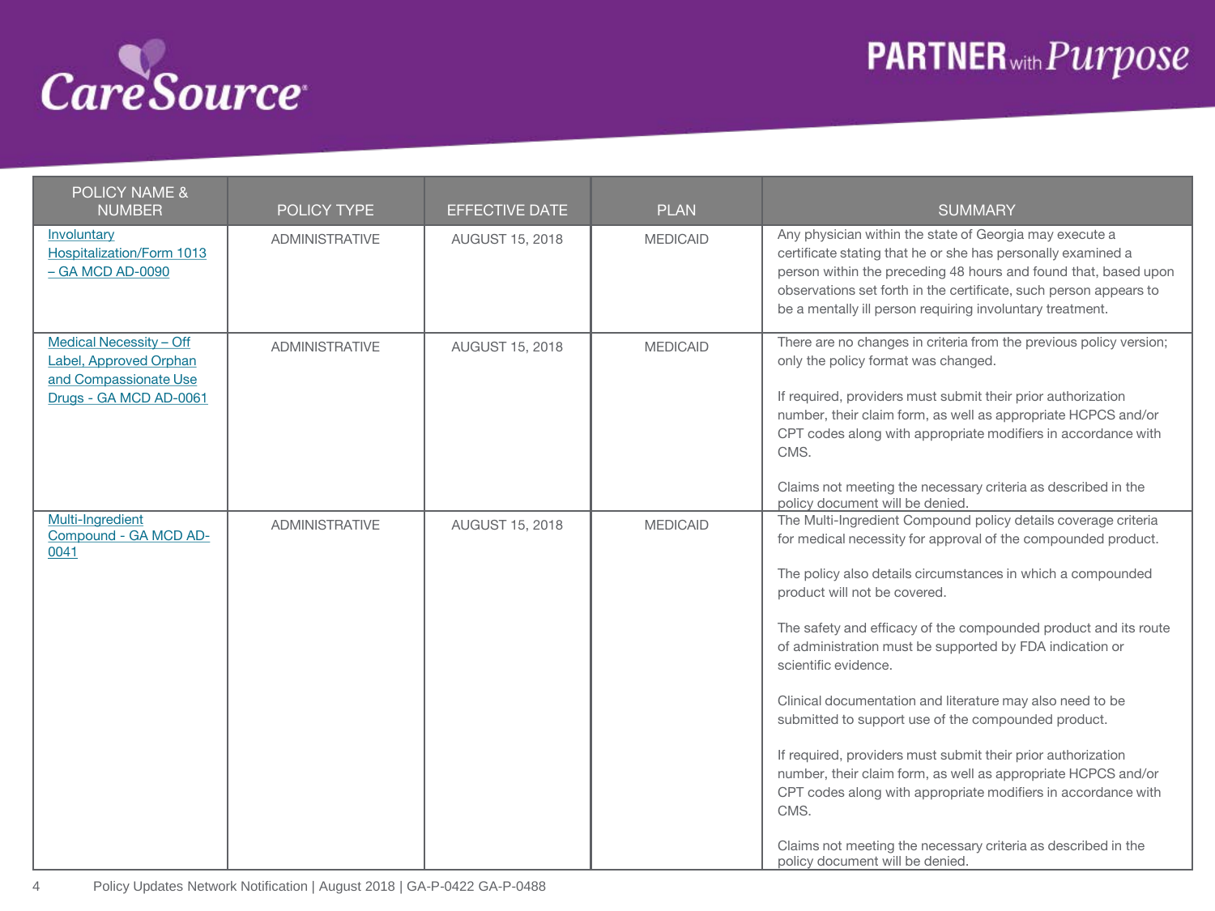| POLICY NAME & NUMBER | POLICY TYPE | EFFECTIVE DATE | PLAN | SUMMARY |
|---|---|---|---|---|
| Involuntary Hospitalization/Form 1013 – GA MCD AD-0090 | ADMINISTRATIVE | AUGUST 15, 2018 | MEDICAID | Any physician within the state of Georgia may execute a certificate stating that he or she has personally examined a person within the preceding 48 hours and found that, based upon observations set forth in the certificate, such person appears to be a mentally ill person requiring involuntary treatment. |
| Medical Necessity – Off Label, Approved Orphan and Compassionate Use Drugs - GA MCD AD-0061 | ADMINISTRATIVE | AUGUST 15, 2018 | MEDICAID | There are no changes in criteria from the previous policy version; only the policy format was changed.<br><br>If required, providers must submit their prior authorization number, their claim form, as well as appropriate HCPCS and/or CPT codes along with appropriate modifiers in accordance with CMS.<br><br>Claims not meeting the necessary criteria as described in the policy document will be denied. |
| Multi-Ingredient Compound - GA MCD AD-0041 | ADMINISTRATIVE | AUGUST 15, 2018 | MEDICAID | The Multi-Ingredient Compound policy details coverage criteria for medical necessity for approval of the compounded product.<br><br>The policy also details circumstances in which a compounded product will not be covered.<br><br>The safety and efficacy of the compounded product and its route of administration must be supported by FDA indication or scientific evidence.<br><br>Clinical documentation and literature may also need to be submitted to support use of the compounded product.<br><br>If required, providers must submit their prior authorization number, their claim form, as well as appropriate HCPCS and/or CPT codes along with appropriate modifiers in accordance with CMS.<br><br>Claims not meeting the necessary criteria as described in the policy document will be denied. |

Policy Updates Network Notification | August 2018 | GA-P-0422 GA-P-0488